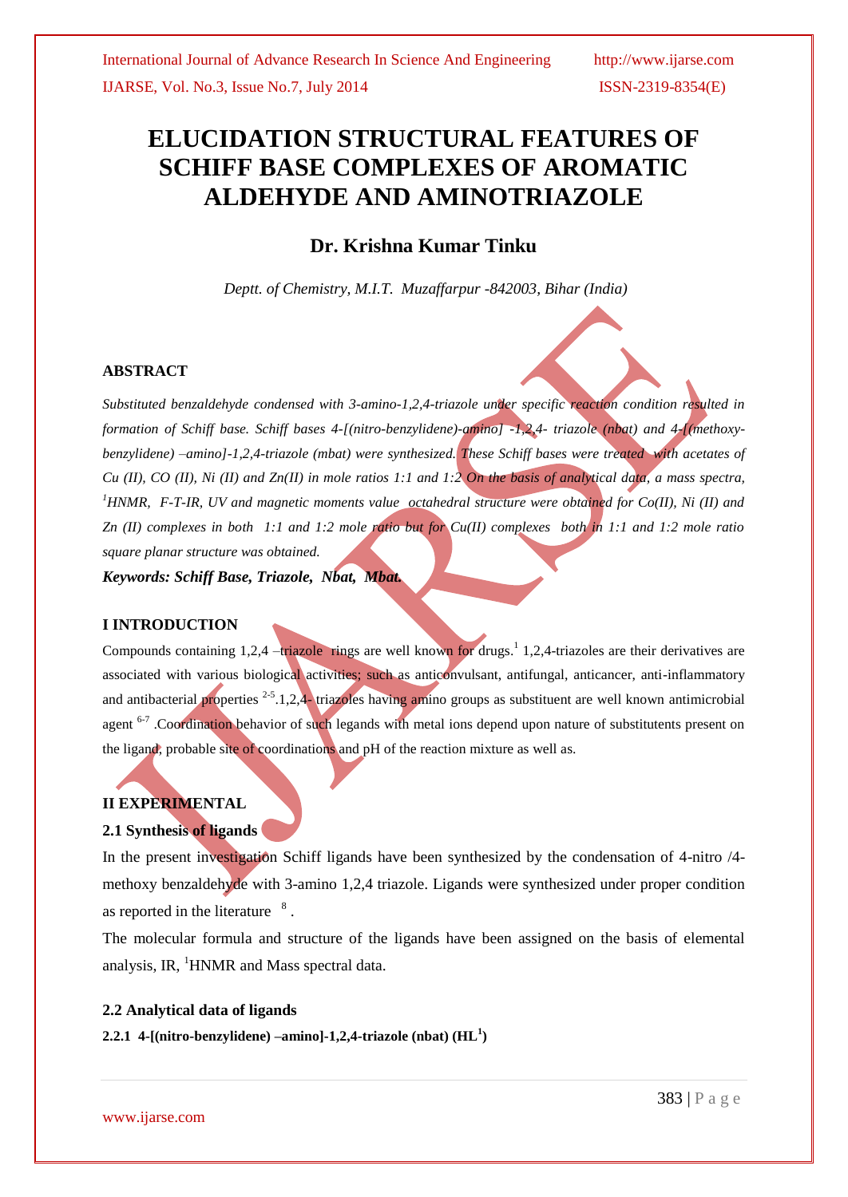# ELUCIDATION STRUCTURAL FEATURES OF SCHIFF BASE COMPLEXES OF AROMATIC ALDEHYDE AND AMINOTRIAZOLE

## Dr. Krishna Kumar Tinku

*Deptt. of Chemistry, M.I.T. Muzaffarpur -842003, Bihar (India)*

### ABSTRACT

*Substituted benzaldehyde condensed with 3-amino-1,2,4-triazole under specific reaction condition resulted in formation of Schiff base. Schiff bases 4-[(nitro-benzylidene)-amino] -1,2,4- triazole (nbat) and 4-[(methoxy-benzylidene) –amino]-1,2,4-triazole (mbat) were synthesized. These Schiff bases were treated with acetates of Cu (II), CO (II), Ni (II) and Zn(II) in mole ratios 1:1 and 1:2 On the basis of analytical data, a mass spectra, [1]HNMR, F-T-IR, UV and magnetic moments value octahedral structure were obtained for Co(II), Ni (II) and Zn (II) complexes in both 1:1 and 1:2 mole ratio but for Cu(II) complexes both in 1:1 and 1:2 mole ratio square planar structure was obtained.*

***Keywords: Schiff Base, Triazole, Nbat, Mbat.***

### I INTRODUCTION

Compounds containing 1,2,4 –triazole rings are well known for drugs.[1] 1,2,4-triazoles are their derivatives are associated with various biological activities; such as anticonvulsant, antifungal, anticancer, anti-inflammatory and antibacterial properties [2-5].1,2,4- triazoles having amino groups as substituent are well known antimicrobial agent [6-7] .Coordination behavior of such legands with metal ions depend upon nature of substitutents present on the ligand, probable site of coordinations and pH of the reaction mixture as well as.

### II EXPERIMENTAL

#### 2.1 Synthesis of ligands

In the present investigation Schiff ligands have been synthesized by the condensation of 4-nitro /4-methoxy benzaldehyde with 3-amino 1,2,4 triazole. Ligands were synthesized under proper condition as reported in the literature [8] .

The molecular formula and structure of the ligands have been assigned on the basis of elemental analysis, IR, [1]HNMR and Mass spectral data.

#### 2.2 Analytical data of ligands

**2.2.1 4-[(nitro-benzylidene) –amino]-1,2,4-triazole (nbat) ($HL^1$)**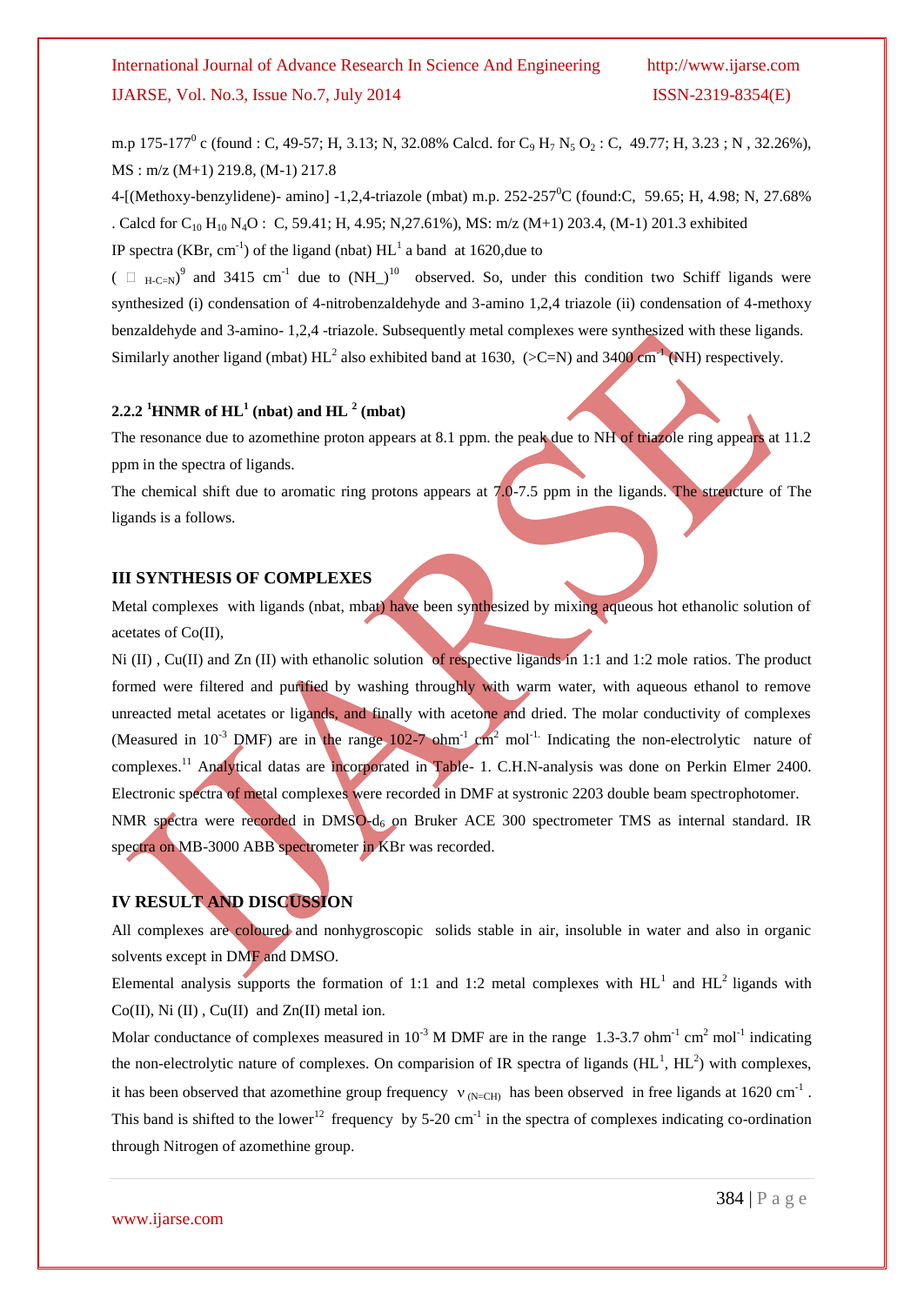m.p 175-177$^0$ c (found : C, 49-57; H, 3.13; N, 32.08% Calcd. for $C_9H_7N_5O_2$ : C, 49.77; H, 3.23 ; N , 32.26%), MS : m/z (M+1) 219.8, (M-1) 217.8

4-[(Methoxy-benzylidene)- amino] -1,2,4-triazole (mbat) m.p. 252-257$^0$C (found:C, 59.65; H, 4.98; N, 27.68% . Calcd for $C_{10}H_{10}N_4O$ : C, 59.41; H, 4.95; N,27.61%), MS: m/z (M+1) 203.4, (M-1) 201.3 exhibited

IP spectra (KBr, cm$^{-1}$) of the ligand (nbat) $HL^1$ a band at 1620,due to

( $\square$ $_{H-C=N}$)[9] and 3415 cm$^{-1}$ due to (NH_)[10] observed. So, under this condition two Schiff ligands were synthesized (i) condensation of 4-nitrobenzaldehyde and 3-amino 1,2,4 triazole (ii) condensation of 4-methoxy benzaldehyde and 3-amino- 1,2,4 -triazole. Subsequently metal complexes were synthesized with these ligands. Similarly another ligand (mbat) $HL^2$ also exhibited band at 1630, (>C=N) and 3400 cm$^{-1}$ (NH) respectively.

### 2.2.2 $^1$HNMR of $HL^1$ (nbat) and $HL^2$ (mbat)

The resonance due to azomethine proton appears at 8.1 ppm. the peak due to NH of triazole ring appears at 11.2 ppm in the spectra of ligands.

The chemical shift due to aromatic ring protons appears at 7.0-7.5 ppm in the ligands. The streucture of The ligands is a follows.

## III SYNTHESIS OF COMPLEXES

Metal complexes with ligands (nbat, mbat) have been synthesized by mixing aqueous hot ethanolic solution of acetates of Co(II),

Ni (II) , Cu(II) and Zn (II) with ethanolic solution of respective ligands in 1:1 and 1:2 mole ratios. The product formed were filtered and purified by washing throughly with warm water, with aqueous ethanol to remove unreacted metal acetates or ligands, and finally with acetone and dried. The molar conductivity of complexes (Measured in $10^{-3}$ DMF) are in the range 102-7 ohm$^{-1}$ cm$^2$ mol$^{-1.}$ Indicating the non-electrolytic nature of complexes.[11] Analytical datas are incorporated in Table- 1. C.H.N-analysis was done on Perkin Elmer 2400. Electronic spectra of metal complexes were recorded in DMF at systronic 2203 double beam spectrophotometer. NMR spectra were recorded in DMSO-$d_6$ on Bruker ACE 300 spectrometer TMS as internal standard. IR spectra on MB-3000 ABB spectrometer in KBr was recorded.

## IV RESULT AND DISCUSSION

All complexes are coloured and nonhygroscopic solids stable in air, insoluble in water and also in organic solvents except in DMF and DMSO.

Elemental analysis supports the formation of 1:1 and 1:2 metal complexes with $HL^1$ and $HL^2$ ligands with Co(II), Ni (II) , Cu(II) and Zn(II) metal ion.

Molar conductance of complexes measured in $10^{-3}$ M DMF are in the range 1.3-3.7 ohm$^{-1}$ cm$^2$ mol$^{-1}$ indicating the non-electrolytic nature of complexes. On comparision of IR spectra of ligands ($HL^1$, $HL^2$) with complexes, it has been observed that azomethine group frequency $\nu_{(N=CH)}$ has been observed in free ligands at 1620 cm$^{-1}$ . This band is shifted to the lower[12] frequency by 5-20 cm$^{-1}$ in the spectra of complexes indicating co-ordination through Nitrogen of azomethine group.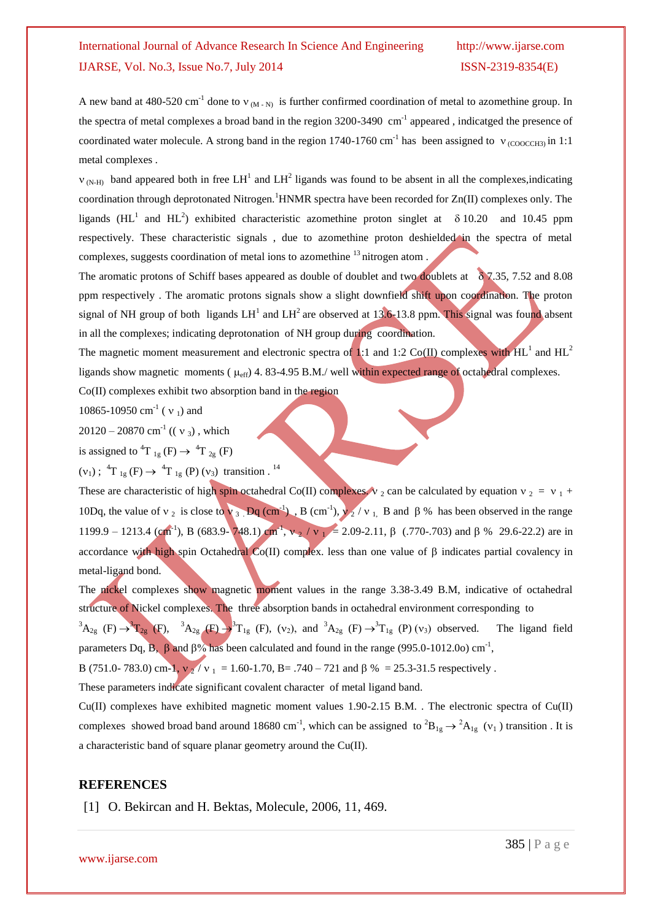A new band at 480-520 $cm^{-1}$ done to $\nu_{(M-N)}$ is further confirmed coordination of metal to azomethine group. In the spectra of metal complexes a broad band in the region 3200-3490 $cm^{-1}$ appeared , indicatged the presence of coordinated water molecule. A strong band in the region 1740-1760 $cm^{-1}$ has been assigned to $\nu_{(COOCCH3)}$ in 1:1 metal complexes .

$\nu_{(N-H)}$ band appeared both in free $LH^1$ and $LH^2$ ligands was found to be absent in all the complexes,indicating coordination through deprotonated Nitrogen. $^1$HNMR spectra have been recorded for Zn(II) complexes only. The ligands ($HL^1$ and $HL^2$) exhibited characteristic azomethine proton singlet at $\delta$ 10.20 and 10.45 ppm respectively. These characteristic signals , due to azomethine proton deshielded in the spectra of metal complexes, suggests coordination of metal ions to azomethine [13] nitrogen atom .

The aromatic protons of Schiff bases appeared as double of doublet and two doublets at $\delta$ 7.35, 7.52 and 8.08 ppm respectively . The aromatic protons signals show a slight downfield shift upon coordination. The proton signal of NH group of both ligands $LH^1$ and $LH^2$ are observed at 13.6-13.8 ppm. This signal was found absent in all the complexes; indicating deprotonation of NH group during coordination.

The magnetic moment measurement and electronic spectra of 1:1 and 1:2 Co(II) complexes with $HL^1$ and $HL^2$ ligands show magnetic moments ( $\mu_{eff}$) 4. 83-4.95 B.M./ well within expected range of octahedral complexes.

Co(II) complexes exhibit two absorption band in the region

10865-10950 $cm^{-1}$ ( $\nu_1$) and

20120 – 20870 $cm^{-1}$ (( $\nu_3$) , which

is assigned to $^4T_{1g}(F) \rightarrow {}^4T_{2g}(F)$

($\nu_1$) ; $^4T_{1g}(F) \rightarrow {}^4T_{1g}(P)$ ($\nu_3$) transition . [14]

These are characteristic of high spin octahedral Co(II) complexes. $\nu_2$ can be calculated by equation $\nu_2 = \nu_1 + 10Dq$, the value of $\nu_2$ is close to $\nu_3$. Dq ($cm^{-1}$) , B ($cm^{-1}$), $\nu_2 / \nu_1$, B and $\beta$ % has been observed in the range 1199.9 – 1213.4 ($cm^{-1}$), B (683.9- 748.1) $cm^{-1}$, $\nu_2 / \nu_1$ = 2.09-2.11, $\beta$ (.770-.703) and $\beta$ % 29.6-22.2) are in accordance with high spin Octahedral Co(II) complex. less than one value of $\beta$ indicates partial covalency in metal-ligand bond.

The nickel complexes show magnetic moment values in the range 3.38-3.49 B.M, indicative of octahedral structure of Nickel complexes. The three absorption bands in octahedral environment corresponding to $^3A_{2g}(F) \rightarrow {}^3T_{2g}(F)$, $^3A_{2g}(F) \rightarrow {}^3T_{1g}(F)$, ($\nu_2$), and $^3A_{2g}(F) \rightarrow {}^3T_{1g}(P)$ ($\nu_3$) observed. The ligand field parameters Dq, B, $\beta$ and $\beta$% has been calculated and found in the range (995.0-1012.0o) $cm^{-1}$,

B (751.0- 783.0) cm-1, $\nu_2 / \nu_1$ = 1.60-1.70, B= .740 – 721 and $\beta$ % = 25.3-31.5 respectively .

These parameters indicate significant covalent character of metal ligand band.

Cu(II) complexes have exhibited magnetic moment values 1.90-2.15 B.M. . The electronic spectra of Cu(II) complexes showed broad band around 18680 $cm^{-1}$, which can be assigned to $^2B_{1g} \rightarrow {}^2A_{1g}$ ($\nu_1$ ) transition . It is a characteristic band of square planar geometry around the Cu(II).

## REFERENCES

[1] O. Bekircan and H. Bektas, Molecule, 2006, 11, 469.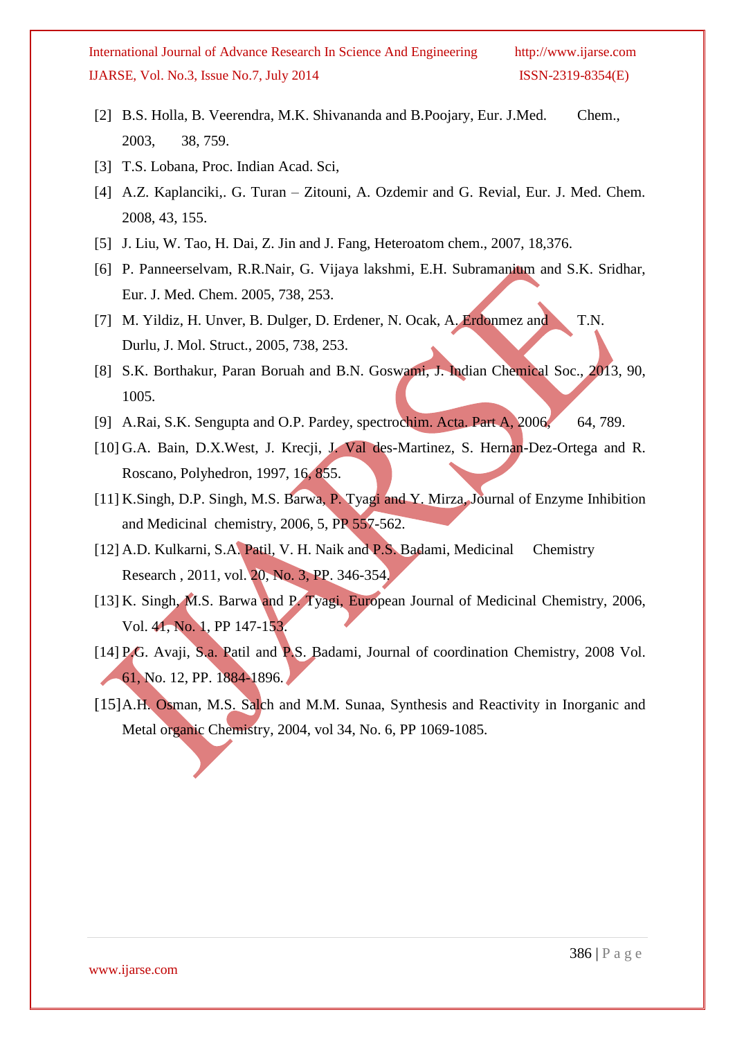[2] B.S. Holla, B. Veerendra, M.K. Shivananda and B.Poojary, Eur. J.Med. Chem., 2003, 38, 759.

[3] T.S. Lobana, Proc. Indian Acad. Sci,

[4] A.Z. Kaplanciki,. G. Turan – Zitouni, A. Ozdemir and G. Revial, Eur. J. Med. Chem. 2008, 43, 155.

[5] J. Liu, W. Tao, H. Dai, Z. Jin and J. Fang, Heteroatom chem., 2007, 18,376.

[6] P. Panneerselvam, R.R.Nair, G. Vijaya lakshmi, E.H. Subramanium and S.K. Sridhar, Eur. J. Med. Chem. 2005, 738, 253.

[7] M. Yildiz, H. Unver, B. Dulger, D. Erdener, N. Ocak, A. Erdonmez and T.N. Durlu, J. Mol. Struct., 2005, 738, 253.

[8] S.K. Borthakur, Paran Boruah and B.N. Goswami, J. Indian Chemical Soc., 2013, 90, 1005.

[9] A.Rai, S.K. Sengupta and O.P. Pardey, spectrochim. Acta. Part A, 2006, 64, 789.

[10] G.A. Bain, D.X.West, J. Krecji, J. Val des-Martinez, S. Hernan-Dez-Ortega and R. Roscano, Polyhedron, 1997, 16, 855.

[11] K.Singh, D.P. Singh, M.S. Barwa, P. Tyagi and Y. Mirza, Journal of Enzyme Inhibition and Medicinal chemistry, 2006, 5, PP 557-562.

[12] A.D. Kulkarni, S.A. Patil, V. H. Naik and P.S. Badami, Medicinal Chemistry Research , 2011, vol. 20, No. 3, PP. 346-354.

[13] K. Singh, M.S. Barwa and P. Tyagi, European Journal of Medicinal Chemistry, 2006, Vol. 41, No. 1, PP 147-153.

[14] P.G. Avaji, S.a. Patil and P.S. Badami, Journal of coordination Chemistry, 2008 Vol. 61, No. 12, PP. 1884-1896.

[15] A.H. Osman, M.S. Salch and M.M. Sunaa, Synthesis and Reactivity in Inorganic and Metal organic Chemistry, 2004, vol 34, No. 6, PP 1069-1085.